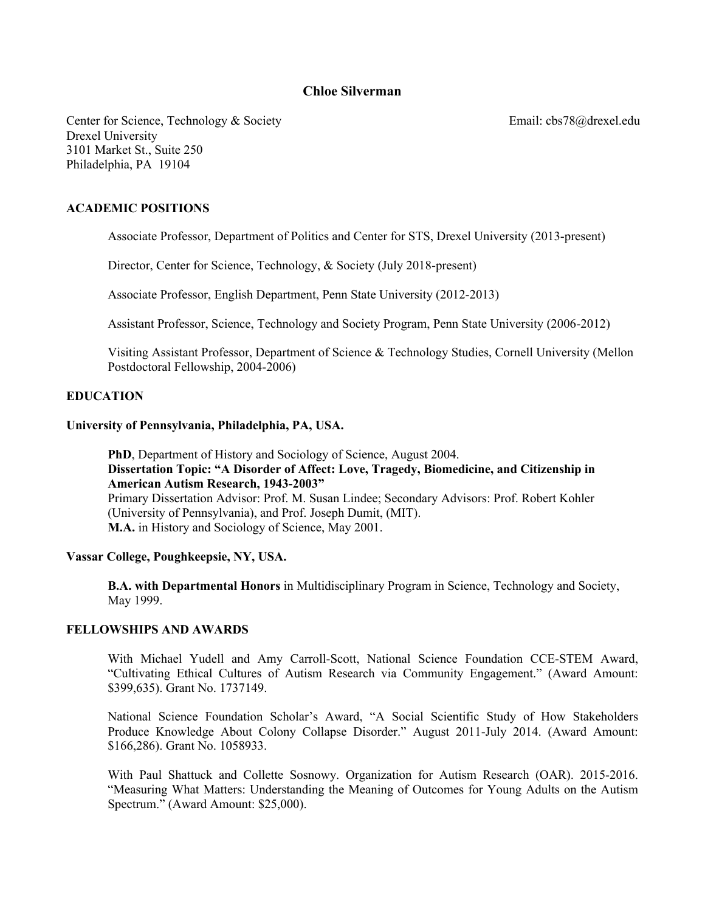# Chloe Silverman

Center for Science, Technology & Society
Drexel University
3101 Market St., Suite 250
Philadelphia, PA 19104

Email: cbs78@drexel.edu

## ACADEMIC POSITIONS

Associate Professor, Department of Politics and Center for STS, Drexel University (2013-present)

Director, Center for Science, Technology, & Society (July 2018-present)

Associate Professor, English Department, Penn State University (2012-2013)

Assistant Professor, Science, Technology and Society Program, Penn State University (2006-2012)

Visiting Assistant Professor, Department of Science & Technology Studies, Cornell University (Mellon Postdoctoral Fellowship, 2004-2006)

## EDUCATION

**University of Pennsylvania, Philadelphia, PA, USA.**

**PhD**, Department of History and Sociology of Science, August 2004.
**Dissertation Topic: "A Disorder of Affect: Love, Tragedy, Biomedicine, and Citizenship in American Autism Research, 1943-2003"**
Primary Dissertation Advisor: Prof. M. Susan Lindee; Secondary Advisors: Prof. Robert Kohler (University of Pennsylvania), and Prof. Joseph Dumit, (MIT).
**M.A.** in History and Sociology of Science, May 2001.

**Vassar College, Poughkeepsie, NY, USA.**

**B.A. with Departmental Honors** in Multidisciplinary Program in Science, Technology and Society, May 1999.

## FELLOWSHIPS AND AWARDS

With Michael Yudell and Amy Carroll-Scott, National Science Foundation CCE-STEM Award, "Cultivating Ethical Cultures of Autism Research via Community Engagement." (Award Amount: $399,635). Grant No. 1737149.

National Science Foundation Scholar's Award, "A Social Scientific Study of How Stakeholders Produce Knowledge About Colony Collapse Disorder." August 2011-July 2014. (Award Amount: $166,286). Grant No. 1058933.

With Paul Shattuck and Collette Sosnowy. Organization for Autism Research (OAR). 2015-2016. "Measuring What Matters: Understanding the Meaning of Outcomes for Young Adults on the Autism Spectrum." (Award Amount: $25,000).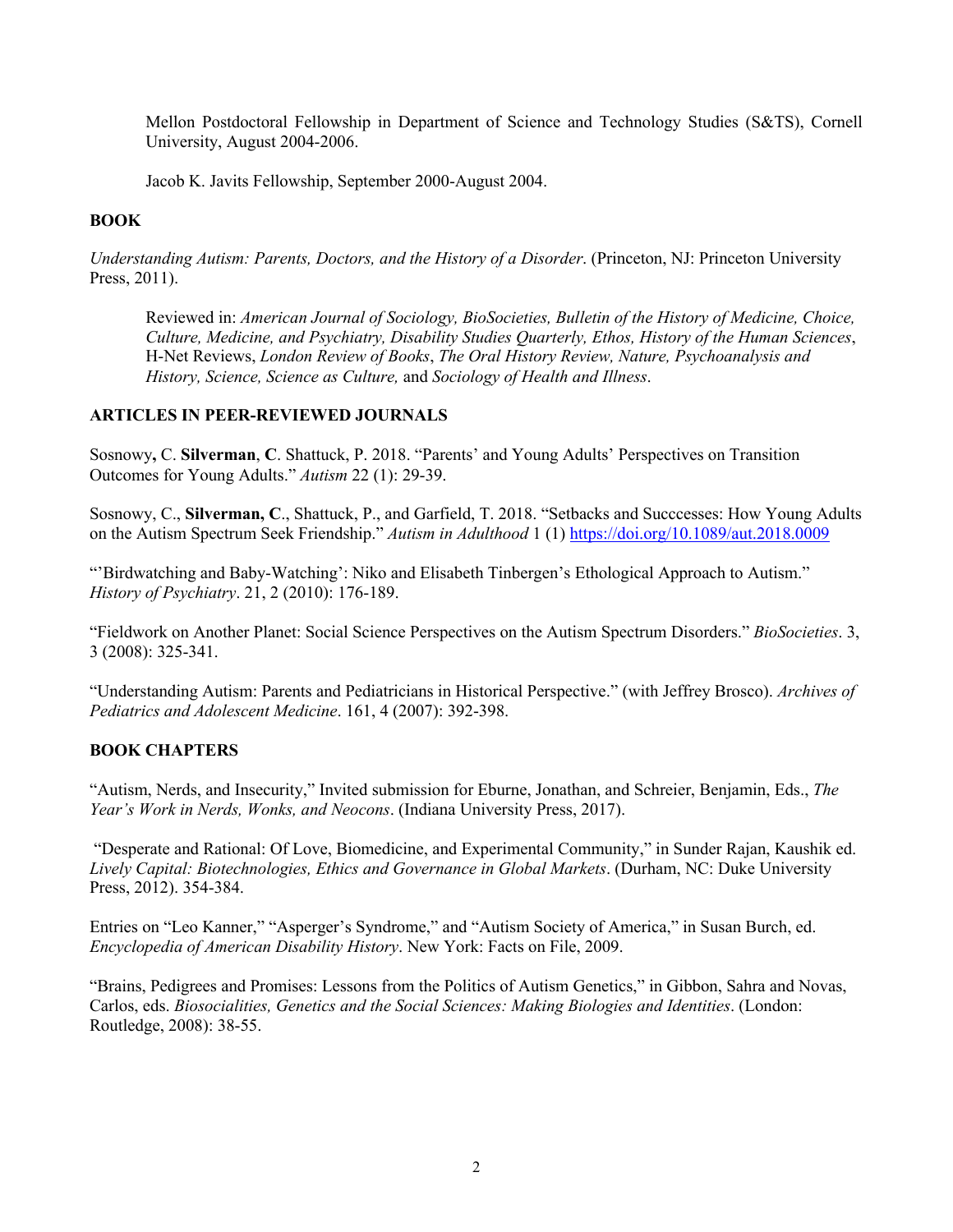Mellon Postdoctoral Fellowship in Department of Science and Technology Studies (S&TS), Cornell University, August 2004-2006.

Jacob K. Javits Fellowship, September 2000-August 2004.

## BOOK

*Understanding Autism: Parents, Doctors, and the History of a Disorder*. (Princeton, NJ: Princeton University Press, 2011).

Reviewed in: *American Journal of Sociology, BioSocieties, Bulletin of the History of Medicine, Choice, Culture, Medicine, and Psychiatry, Disability Studies Quarterly, Ethos, History of the Human Sciences*, H-Net Reviews, *London Review of Books*, *The Oral History Review, Nature, Psychoanalysis and History, Science, Science as Culture,* and *Sociology of Health and Illness*.

## ARTICLES IN PEER-REVIEWED JOURNALS

Sosnowy**,** C. **Silverman**, **C**. Shattuck, P. 2018. "Parents' and Young Adults' Perspectives on Transition Outcomes for Young Adults." *Autism* 22 (1): 29-39.

Sosnowy, C., **Silverman, C**., Shattuck, P., and Garfield, T. 2018. "Setbacks and Succcesses: How Young Adults on the Autism Spectrum Seek Friendship." *Autism in Adulthood* 1 (1) https://doi.org/10.1089/aut.2018.0009

"'Birdwatching and Baby-Watching': Niko and Elisabeth Tinbergen's Ethological Approach to Autism." *History of Psychiatry*. 21, 2 (2010): 176-189.

"Fieldwork on Another Planet: Social Science Perspectives on the Autism Spectrum Disorders." *BioSocieties*. 3, 3 (2008): 325-341.

"Understanding Autism: Parents and Pediatricians in Historical Perspective." (with Jeffrey Brosco). *Archives of Pediatrics and Adolescent Medicine*. 161, 4 (2007): 392-398.

## BOOK CHAPTERS

"Autism, Nerds, and Insecurity," Invited submission for Eburne, Jonathan, and Schreier, Benjamin, Eds., *The Year's Work in Nerds, Wonks, and Neocons*. (Indiana University Press, 2017).

"Desperate and Rational: Of Love, Biomedicine, and Experimental Community," in Sunder Rajan, Kaushik ed. *Lively Capital: Biotechnologies, Ethics and Governance in Global Markets*. (Durham, NC: Duke University Press, 2012). 354-384.

Entries on "Leo Kanner," "Asperger's Syndrome," and "Autism Society of America," in Susan Burch, ed. *Encyclopedia of American Disability History*. New York: Facts on File, 2009.

"Brains, Pedigrees and Promises: Lessons from the Politics of Autism Genetics," in Gibbon, Sahra and Novas, Carlos, eds. *Biosocialities, Genetics and the Social Sciences: Making Biologies and Identities*. (London: Routledge, 2008): 38-55.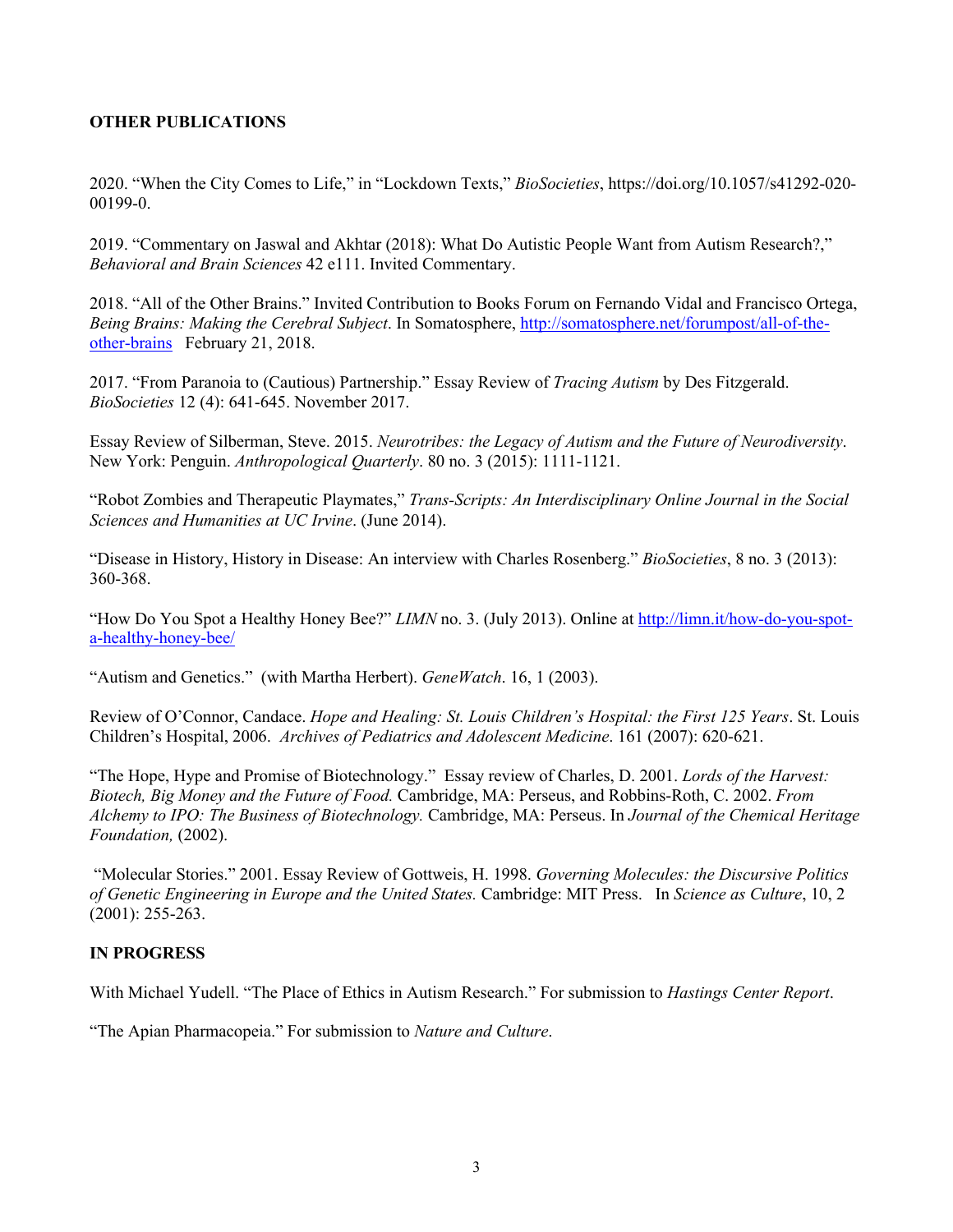**OTHER PUBLICATIONS**

2020. "When the City Comes to Life," in "Lockdown Texts," *BioSocieties*, https://doi.org/10.1057/s41292-020-00199-0.

2019. "Commentary on Jaswal and Akhtar (2018): What Do Autistic People Want from Autism Research?," *Behavioral and Brain Sciences* 42 e111. Invited Commentary.

2018. "All of the Other Brains." Invited Contribution to Books Forum on Fernando Vidal and Francisco Ortega, *Being Brains: Making the Cerebral Subject*. In Somatosphere, [http://somatosphere.net/forumpost/all-of-the-other-brains](http://somatosphere.net/forumpost/all-of-the-other-brains) February 21, 2018.

2017. "From Paranoia to (Cautious) Partnership." Essay Review of *Tracing Autism* by Des Fitzgerald. *BioSocieties* 12 (4): 641-645. November 2017.

Essay Review of Silberman, Steve. 2015. *Neurotribes: the Legacy of Autism and the Future of Neurodiversity*. New York: Penguin. *Anthropological Quarterly*. 80 no. 3 (2015): 1111-1121.

"Robot Zombies and Therapeutic Playmates," *Trans-Scripts: An Interdisciplinary Online Journal in the Social Sciences and Humanities at UC Irvine*. (June 2014).

"Disease in History, History in Disease: An interview with Charles Rosenberg." *BioSocieties*, 8 no. 3 (2013): 360-368.

"How Do You Spot a Healthy Honey Bee?" *LIMN* no. 3. (July 2013). Online at [http://limn.it/how-do-you-spot-a-healthy-honey-bee/](http://limn.it/how-do-you-spot-a-healthy-honey-bee/)

"Autism and Genetics." (with Martha Herbert). *GeneWatch*. 16, 1 (2003).

Review of O'Connor, Candace. *Hope and Healing: St. Louis Children's Hospital: the First 125 Years*. St. Louis Children's Hospital, 2006. *Archives of Pediatrics and Adolescent Medicine*. 161 (2007): 620-621.

"The Hope, Hype and Promise of Biotechnology." Essay review of Charles, D. 2001. *Lords of the Harvest: Biotech, Big Money and the Future of Food.* Cambridge, MA: Perseus, and Robbins-Roth, C. 2002. *From Alchemy to IPO: The Business of Biotechnology.* Cambridge, MA: Perseus. In *Journal of the Chemical Heritage Foundation,* (2002).

"Molecular Stories." 2001. Essay Review of Gottweis, H. 1998. *Governing Molecules: the Discursive Politics of Genetic Engineering in Europe and the United States.* Cambridge: MIT Press. In *Science as Culture*, 10, 2 (2001): 255-263.

**IN PROGRESS**

With Michael Yudell. "The Place of Ethics in Autism Research." For submission to *Hastings Center Report*.

"The Apian Pharmacopeia." For submission to *Nature and Culture*.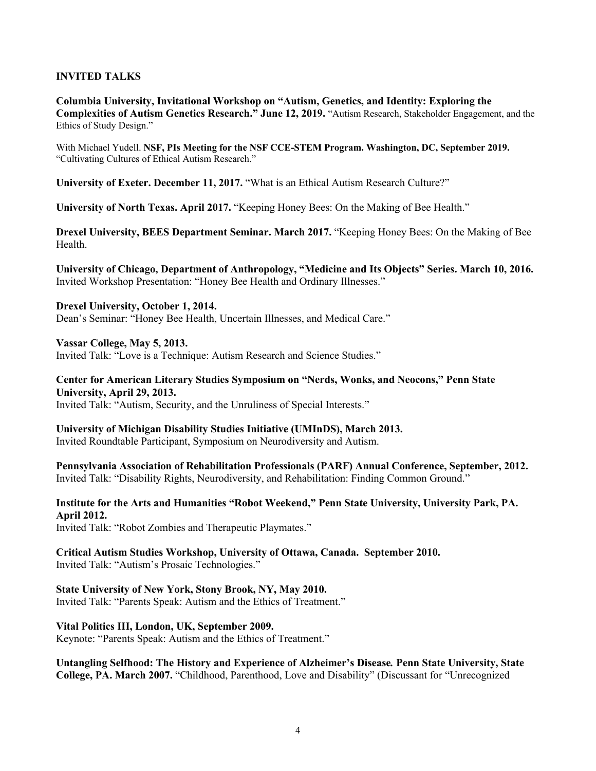## INVITED TALKS

**Columbia University, Invitational Workshop on "Autism, Genetics, and Identity: Exploring the Complexities of Autism Genetics Research." June 12, 2019.** "Autism Research, Stakeholder Engagement, and the Ethics of Study Design."

With Michael Yudell. **NSF, PIs Meeting for the NSF CCE-STEM Program. Washington, DC, September 2019.** "Cultivating Cultures of Ethical Autism Research."

**University of Exeter. December 11, 2017.** "What is an Ethical Autism Research Culture?"

**University of North Texas. April 2017.** "Keeping Honey Bees: On the Making of Bee Health."

**Drexel University, BEES Department Seminar. March 2017.** "Keeping Honey Bees: On the Making of Bee Health.

**University of Chicago, Department of Anthropology, "Medicine and Its Objects" Series. March 10, 2016.** Invited Workshop Presentation: "Honey Bee Health and Ordinary Illnesses."

**Drexel University, October 1, 2014.**
Dean's Seminar: "Honey Bee Health, Uncertain Illnesses, and Medical Care."

**Vassar College, May 5, 2013.**
Invited Talk: "Love is a Technique: Autism Research and Science Studies."

**Center for American Literary Studies Symposium on "Nerds, Wonks, and Neocons," Penn State University, April 29, 2013.**
Invited Talk: "Autism, Security, and the Unruliness of Special Interests."

**University of Michigan Disability Studies Initiative (UMInDS), March 2013.**
Invited Roundtable Participant, Symposium on Neurodiversity and Autism.

**Pennsylvania Association of Rehabilitation Professionals (PARF) Annual Conference, September, 2012.**
Invited Talk: "Disability Rights, Neurodiversity, and Rehabilitation: Finding Common Ground."

**Institute for the Arts and Humanities "Robot Weekend," Penn State University, University Park, PA. April 2012.**
Invited Talk: "Robot Zombies and Therapeutic Playmates."

**Critical Autism Studies Workshop, University of Ottawa, Canada. September 2010.**
Invited Talk: "Autism's Prosaic Technologies."

**State University of New York, Stony Brook, NY, May 2010.**
Invited Talk: "Parents Speak: Autism and the Ethics of Treatment."

**Vital Politics III, London, UK, September 2009.**
Keynote: "Parents Speak: Autism and the Ethics of Treatment."

***Untangling Selfhood: The History and Experience of Alzheimer's Disease.* Penn State University, State College, PA. March 2007.** "Childhood, Parenthood, Love and Disability" (Discussant for "Unrecognized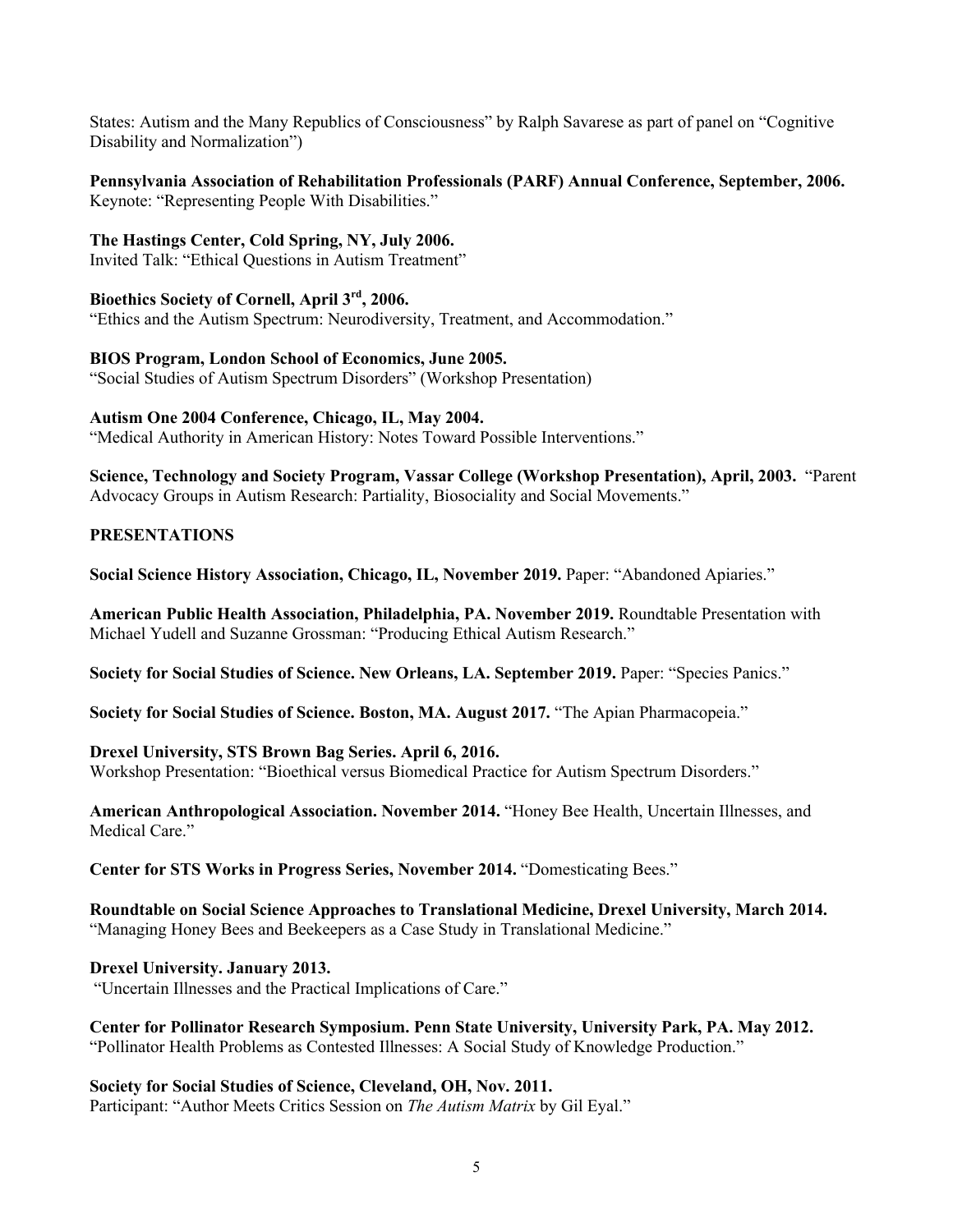States: Autism and the Many Republics of Consciousness" by Ralph Savarese as part of panel on "Cognitive Disability and Normalization")

**Pennsylvania Association of Rehabilitation Professionals (PARF) Annual Conference, September, 2006.**
Keynote: "Representing People With Disabilities."

**The Hastings Center, Cold Spring, NY, July 2006.**
Invited Talk: "Ethical Questions in Autism Treatment"

**Bioethics Society of Cornell, April 3rd, 2006.**
"Ethics and the Autism Spectrum: Neurodiversity, Treatment, and Accommodation."

**BIOS Program, London School of Economics, June 2005.**
"Social Studies of Autism Spectrum Disorders" (Workshop Presentation)

**Autism One 2004 Conference, Chicago, IL, May 2004.**
"Medical Authority in American History: Notes Toward Possible Interventions."

**Science, Technology and Society Program, Vassar College (Workshop Presentation), April, 2003.** "Parent Advocacy Groups in Autism Research: Partiality, Biosociality and Social Movements."

**PRESENTATIONS**

**Social Science History Association, Chicago, IL, November 2019.** Paper: "Abandoned Apiaries."

**American Public Health Association, Philadelphia, PA. November 2019.** Roundtable Presentation with Michael Yudell and Suzanne Grossman: "Producing Ethical Autism Research."

**Society for Social Studies of Science. New Orleans, LA. September 2019.** Paper: "Species Panics."

**Society for Social Studies of Science. Boston, MA. August 2017.** "The Apian Pharmacopeia."

**Drexel University, STS Brown Bag Series. April 6, 2016.**
Workshop Presentation: "Bioethical versus Biomedical Practice for Autism Spectrum Disorders."

**American Anthropological Association. November 2014.** "Honey Bee Health, Uncertain Illnesses, and Medical Care."

**Center for STS Works in Progress Series, November 2014.** "Domesticating Bees."

**Roundtable on Social Science Approaches to Translational Medicine, Drexel University, March 2014.**
"Managing Honey Bees and Beekeepers as a Case Study in Translational Medicine."

**Drexel University. January 2013.**
"Uncertain Illnesses and the Practical Implications of Care."

**Center for Pollinator Research Symposium. Penn State University, University Park, PA. May 2012.**
"Pollinator Health Problems as Contested Illnesses: A Social Study of Knowledge Production."

**Society for Social Studies of Science, Cleveland, OH, Nov. 2011.**
Participant: "Author Meets Critics Session on *The Autism Matrix* by Gil Eyal."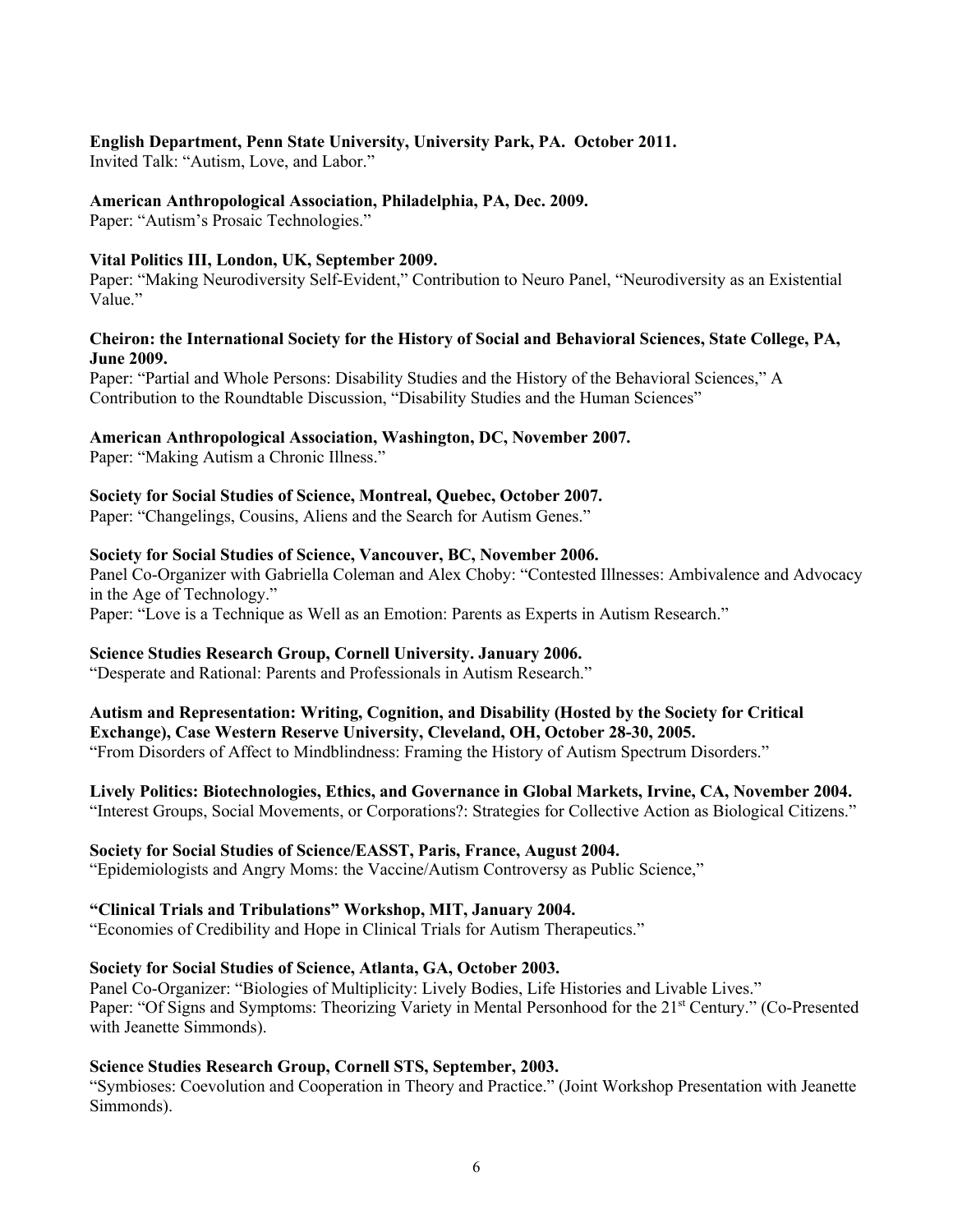**English Department, Penn State University, University Park, PA. October 2011.**
Invited Talk: "Autism, Love, and Labor."

**American Anthropological Association, Philadelphia, PA, Dec. 2009.**
Paper: "Autism's Prosaic Technologies."

**Vital Politics III, London, UK, September 2009.**
Paper: "Making Neurodiversity Self-Evident," Contribution to Neuro Panel, "Neurodiversity as an Existential Value."

**Cheiron: the International Society for the History of Social and Behavioral Sciences, State College, PA, June 2009.**
Paper: "Partial and Whole Persons: Disability Studies and the History of the Behavioral Sciences," A Contribution to the Roundtable Discussion, "Disability Studies and the Human Sciences"

**American Anthropological Association, Washington, DC, November 2007.**
Paper: "Making Autism a Chronic Illness."

**Society for Social Studies of Science, Montreal, Quebec, October 2007.**
Paper: "Changelings, Cousins, Aliens and the Search for Autism Genes."

**Society for Social Studies of Science, Vancouver, BC, November 2006.**
Panel Co-Organizer with Gabriella Coleman and Alex Choby: "Contested Illnesses: Ambivalence and Advocacy in the Age of Technology."
Paper: "Love is a Technique as Well as an Emotion: Parents as Experts in Autism Research."

**Science Studies Research Group, Cornell University. January 2006.**
"Desperate and Rational: Parents and Professionals in Autism Research."

**Autism and Representation: Writing, Cognition, and Disability (Hosted by the Society for Critical Exchange), Case Western Reserve University, Cleveland, OH, October 28-30, 2005.**
"From Disorders of Affect to Mindblindness: Framing the History of Autism Spectrum Disorders."

**Lively Politics: Biotechnologies, Ethics, and Governance in Global Markets, Irvine, CA, November 2004.**
"Interest Groups, Social Movements, or Corporations?: Strategies for Collective Action as Biological Citizens."

**Society for Social Studies of Science/EASST, Paris, France, August 2004.**
"Epidemiologists and Angry Moms: the Vaccine/Autism Controversy as Public Science,"

**"Clinical Trials and Tribulations" Workshop, MIT, January 2004.**
"Economies of Credibility and Hope in Clinical Trials for Autism Therapeutics."

**Society for Social Studies of Science, Atlanta, GA, October 2003.**
Panel Co-Organizer: "Biologies of Multiplicity: Lively Bodies, Life Histories and Livable Lives."
Paper: "Of Signs and Symptoms: Theorizing Variety in Mental Personhood for the 21st Century." (Co-Presented with Jeanette Simmonds).

**Science Studies Research Group, Cornell STS, September, 2003.**
"Symbioses: Coevolution and Cooperation in Theory and Practice." (Joint Workshop Presentation with Jeanette Simmonds).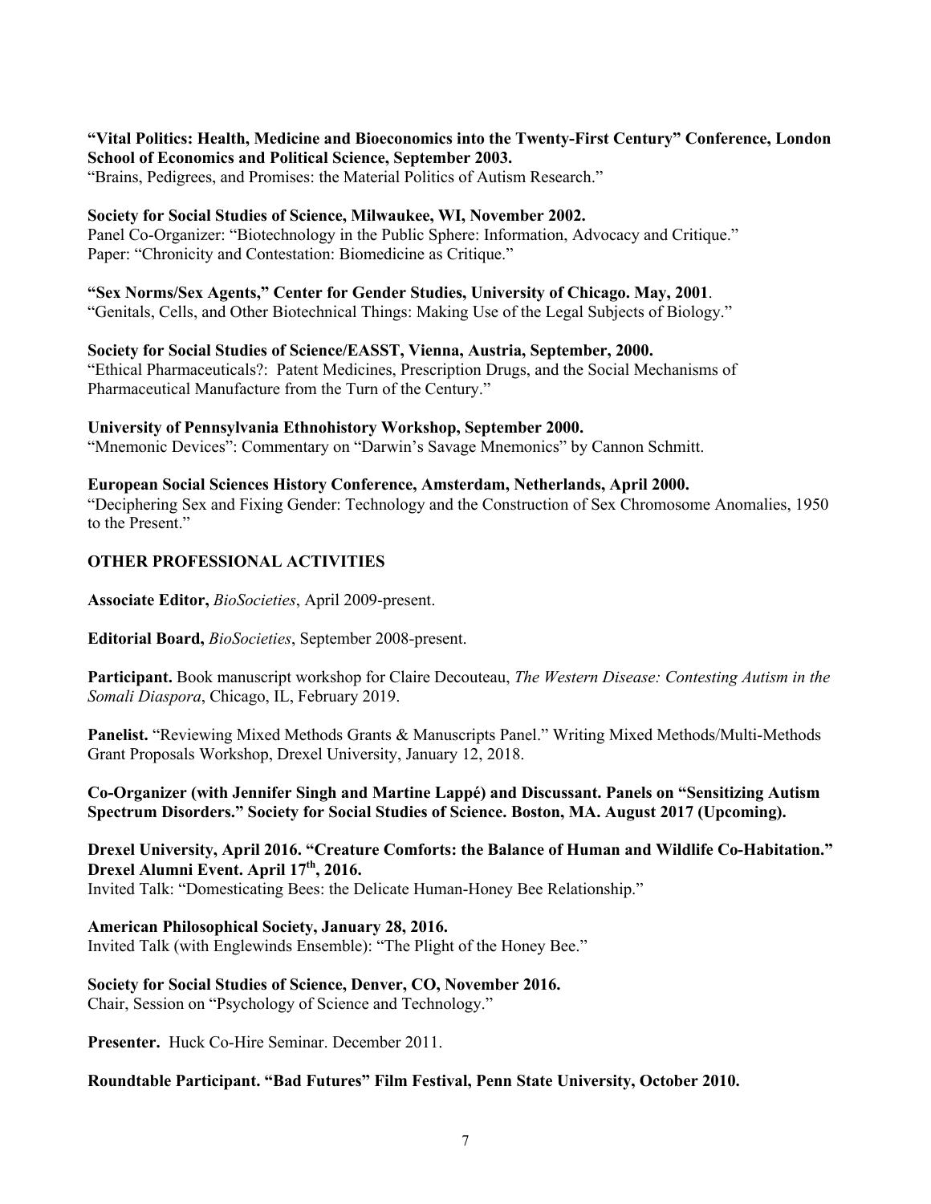**"Vital Politics: Health, Medicine and Bioeconomics into the Twenty-First Century" Conference, London School of Economics and Political Science, September 2003.**
"Brains, Pedigrees, and Promises: the Material Politics of Autism Research."

**Society for Social Studies of Science, Milwaukee, WI, November 2002.**
Panel Co-Organizer: "Biotechnology in the Public Sphere: Information, Advocacy and Critique."
Paper: "Chronicity and Contestation: Biomedicine as Critique."

**"Sex Norms/Sex Agents," Center for Gender Studies, University of Chicago. May, 2001**.
"Genitals, Cells, and Other Biotechnical Things: Making Use of the Legal Subjects of Biology."

**Society for Social Studies of Science/EASST, Vienna, Austria, September, 2000.**
"Ethical Pharmaceuticals?: Patent Medicines, Prescription Drugs, and the Social Mechanisms of Pharmaceutical Manufacture from the Turn of the Century."

**University of Pennsylvania Ethnohistory Workshop, September 2000.**
"Mnemonic Devices": Commentary on "Darwin's Savage Mnemonics" by Cannon Schmitt.

**European Social Sciences History Conference, Amsterdam, Netherlands, April 2000.**
"Deciphering Sex and Fixing Gender: Technology and the Construction of Sex Chromosome Anomalies, 1950 to the Present."

## OTHER PROFESSIONAL ACTIVITIES

**Associate Editor,** *BioSocieties*, April 2009-present.

**Editorial Board,** *BioSocieties*, September 2008-present.

**Participant.** Book manuscript workshop for Claire Decouteau, *The Western Disease: Contesting Autism in the Somali Diaspora*, Chicago, IL, February 2019.

**Panelist.** "Reviewing Mixed Methods Grants & Manuscripts Panel." Writing Mixed Methods/Multi-Methods Grant Proposals Workshop, Drexel University, January 12, 2018.

**Co-Organizer (with Jennifer Singh and Martine Lappé) and Discussant. Panels on "Sensitizing Autism Spectrum Disorders." Society for Social Studies of Science. Boston, MA. August 2017 (Upcoming).**

**Drexel University, April 2016. "Creature Comforts: the Balance of Human and Wildlife Co-Habitation." Drexel Alumni Event. April 17th, 2016.**
Invited Talk: "Domesticating Bees: the Delicate Human-Honey Bee Relationship."

**American Philosophical Society, January 28, 2016.**
Invited Talk (with Englewinds Ensemble): "The Plight of the Honey Bee."

**Society for Social Studies of Science, Denver, CO, November 2016.**
Chair, Session on "Psychology of Science and Technology."

**Presenter.** Huck Co-Hire Seminar. December 2011.

**Roundtable Participant. "Bad Futures" Film Festival, Penn State University, October 2010.**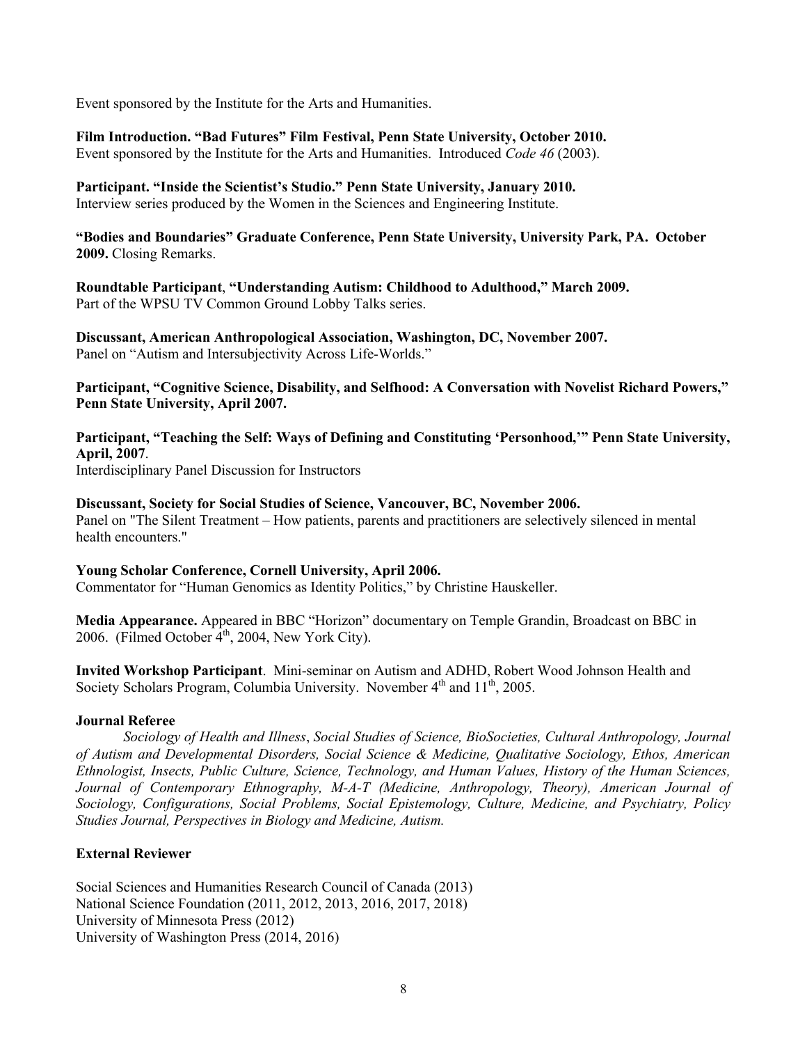Event sponsored by the Institute for the Arts and Humanities.

**Film Introduction. "Bad Futures" Film Festival, Penn State University, October 2010.**
Event sponsored by the Institute for the Arts and Humanities. Introduced *Code 46* (2003).

**Participant. "Inside the Scientist's Studio." Penn State University, January 2010.**
Interview series produced by the Women in the Sciences and Engineering Institute.

**"Bodies and Boundaries" Graduate Conference, Penn State University, University Park, PA. October 2009.** Closing Remarks.

**Roundtable Participant, "Understanding Autism: Childhood to Adulthood," March 2009.**
Part of the WPSU TV Common Ground Lobby Talks series.

**Discussant, American Anthropological Association, Washington, DC, November 2007.**
Panel on "Autism and Intersubjectivity Across Life-Worlds."

**Participant, "Cognitive Science, Disability, and Selfhood: A Conversation with Novelist Richard Powers," Penn State University, April 2007.**

**Participant, "Teaching the Self: Ways of Defining and Constituting 'Personhood,'" Penn State University, April, 2007**.
Interdisciplinary Panel Discussion for Instructors

**Discussant, Society for Social Studies of Science, Vancouver, BC, November 2006.**
Panel on "The Silent Treatment – How patients, parents and practitioners are selectively silenced in mental health encounters."

**Young Scholar Conference, Cornell University, April 2006.**
Commentator for "Human Genomics as Identity Politics," by Christine Hauskeller.

**Media Appearance.** Appeared in BBC "Horizon" documentary on Temple Grandin, Broadcast on BBC in 2006. (Filmed October 4th, 2004, New York City).

**Invited Workshop Participant**. Mini-seminar on Autism and ADHD, Robert Wood Johnson Health and Society Scholars Program, Columbia University. November 4th and 11th, 2005.

**Journal Referee**

*Sociology of Health and Illness*, *Social Studies of Science, BioSocieties, Cultural Anthropology, Journal of Autism and Developmental Disorders, Social Science & Medicine, Qualitative Sociology, Ethos, American Ethnologist, Insects, Public Culture, Science, Technology, and Human Values, History of the Human Sciences, Journal of Contemporary Ethnography, M-A-T (Medicine, Anthropology, Theory), American Journal of Sociology, Configurations, Social Problems, Social Epistemology, Culture, Medicine, and Psychiatry, Policy Studies Journal, Perspectives in Biology and Medicine, Autism.*

**External Reviewer**

Social Sciences and Humanities Research Council of Canada (2013)
National Science Foundation (2011, 2012, 2013, 2016, 2017, 2018)
University of Minnesota Press (2012)
University of Washington Press (2014, 2016)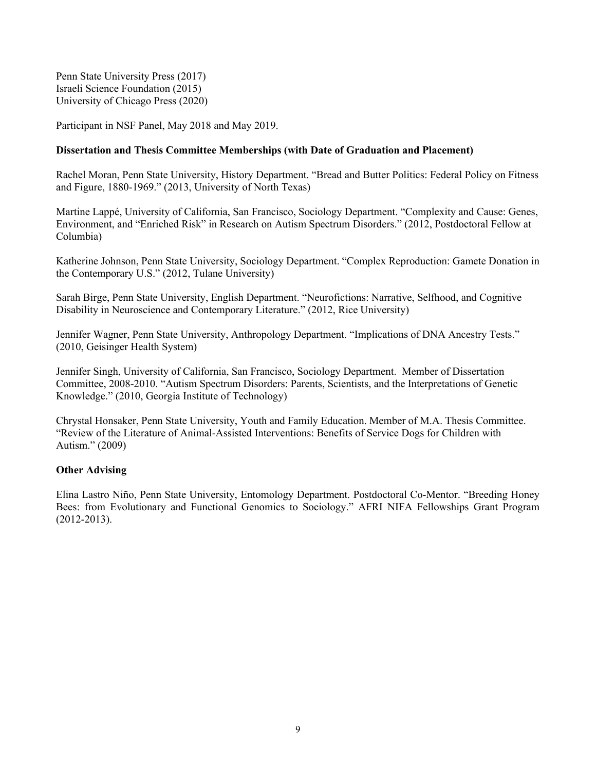Penn State University Press (2017)
Israeli Science Foundation (2015)
University of Chicago Press (2020)

Participant in NSF Panel, May 2018 and May 2019.

**Dissertation and Thesis Committee Memberships (with Date of Graduation and Placement)**

Rachel Moran, Penn State University, History Department. "Bread and Butter Politics: Federal Policy on Fitness and Figure, 1880-1969." (2013, University of North Texas)

Martine Lappé, University of California, San Francisco, Sociology Department. "Complexity and Cause: Genes, Environment, and "Enriched Risk" in Research on Autism Spectrum Disorders." (2012, Postdoctoral Fellow at Columbia)

Katherine Johnson, Penn State University, Sociology Department. "Complex Reproduction: Gamete Donation in the Contemporary U.S." (2012, Tulane University)

Sarah Birge, Penn State University, English Department. "Neurofictions: Narrative, Selfhood, and Cognitive Disability in Neuroscience and Contemporary Literature." (2012, Rice University)

Jennifer Wagner, Penn State University, Anthropology Department. "Implications of DNA Ancestry Tests." (2010, Geisinger Health System)

Jennifer Singh, University of California, San Francisco, Sociology Department. Member of Dissertation Committee, 2008-2010. "Autism Spectrum Disorders: Parents, Scientists, and the Interpretations of Genetic Knowledge." (2010, Georgia Institute of Technology)

Chrystal Honsaker, Penn State University, Youth and Family Education. Member of M.A. Thesis Committee. "Review of the Literature of Animal-Assisted Interventions: Benefits of Service Dogs for Children with Autism." (2009)

**Other Advising**

Elina Lastro Niño, Penn State University, Entomology Department. Postdoctoral Co-Mentor. "Breeding Honey Bees: from Evolutionary and Functional Genomics to Sociology." AFRI NIFA Fellowships Grant Program (2012-2013).